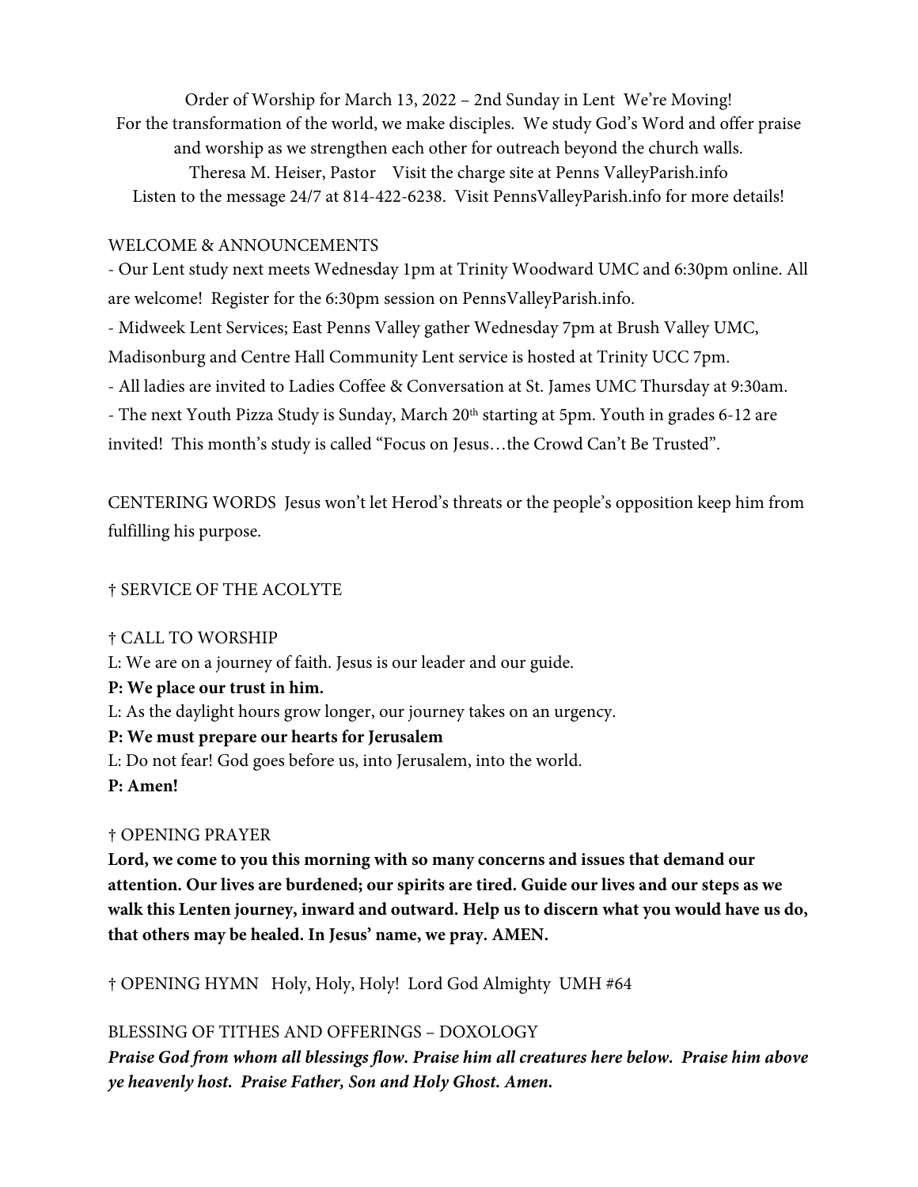Order of Worship for March 13, 2022 – 2nd Sunday in Lent We're Moving!
For the transformation of the world, we make disciples. We study God's Word and offer praise and worship as we strengthen each other for outreach beyond the church walls.
Theresa M. Heiser, Pastor Visit the charge site at Penns ValleyParish.info
Listen to the message 24/7 at 814-422-6238. Visit PennsValleyParish.info for more details!

WELCOME & ANNOUNCEMENTS

- Our Lent study next meets Wednesday 1pm at Trinity Woodward UMC and 6:30pm online. All are welcome! Register for the 6:30pm session on PennsValleyParish.info.
- Midweek Lent Services; East Penns Valley gather Wednesday 7pm at Brush Valley UMC, Madisonburg and Centre Hall Community Lent service is hosted at Trinity UCC 7pm.
- All ladies are invited to Ladies Coffee & Conversation at St. James UMC Thursday at 9:30am.
- The next Youth Pizza Study is Sunday, March 20th starting at 5pm. Youth in grades 6-12 are invited! This month's study is called "Focus on Jesus…the Crowd Can't Be Trusted".

CENTERING WORDS Jesus won't let Herod's threats or the people's opposition keep him from fulfilling his purpose.

† SERVICE OF THE ACOLYTE

† CALL TO WORSHIP

L: We are on a journey of faith. Jesus is our leader and our guide.
**P: We place our trust in him.**
L: As the daylight hours grow longer, our journey takes on an urgency.
**P: We must prepare our hearts for Jerusalem**
L: Do not fear! God goes before us, into Jerusalem, into the world.
**P: Amen!**

† OPENING PRAYER

**Lord, we come to you this morning with so many concerns and issues that demand our attention. Our lives are burdened; our spirits are tired. Guide our lives and our steps as we walk this Lenten journey, inward and outward. Help us to discern what you would have us do, that others may be healed. In Jesus' name, we pray. AMEN.**

† OPENING HYMN Holy, Holy, Holy! Lord God Almighty UMH #64

BLESSING OF TITHES AND OFFERINGS – DOXOLOGY

***Praise God from whom all blessings flow. Praise him all creatures here below. Praise him above ye heavenly host. Praise Father, Son and Holy Ghost. Amen.***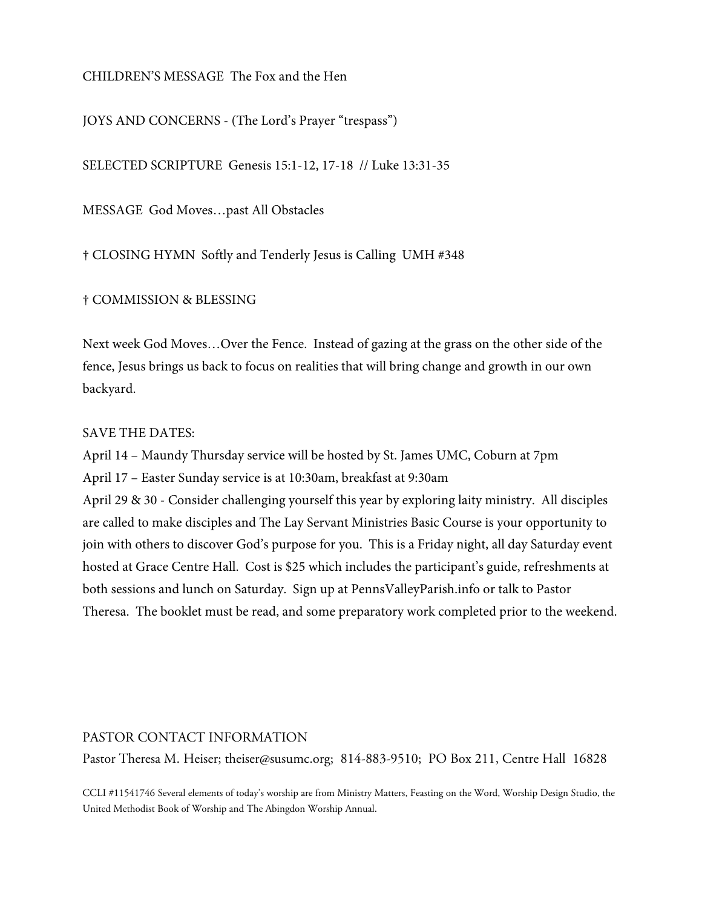CHILDREN'S MESSAGE  The Fox and the Hen

JOYS AND CONCERNS - (The Lord's Prayer "trespass")

SELECTED SCRIPTURE  Genesis 15:1-12, 17-18  // Luke 13:31-35

MESSAGE  God Moves…past All Obstacles

† CLOSING HYMN  Softly and Tenderly Jesus is Calling  UMH #348

† COMMISSION & BLESSING

Next week God Moves…Over the Fence.  Instead of gazing at the grass on the other side of the fence, Jesus brings us back to focus on realities that will bring change and growth in our own backyard.

SAVE THE DATES:

April 14 – Maundy Thursday service will be hosted by St. James UMC, Coburn at 7pm

April 17 – Easter Sunday service is at 10:30am, breakfast at 9:30am

April 29 & 30 - Consider challenging yourself this year by exploring laity ministry.  All disciples are called to make disciples and The Lay Servant Ministries Basic Course is your opportunity to join with others to discover God's purpose for you.  This is a Friday night, all day Saturday event hosted at Grace Centre Hall.  Cost is $25 which includes the participant's guide, refreshments at both sessions and lunch on Saturday.  Sign up at PennsValleyParish.info or talk to Pastor Theresa.  The booklet must be read, and some preparatory work completed prior to the weekend.

PASTOR CONTACT INFORMATION

Pastor Theresa M. Heiser; theiser@susumc.org;  814-883-9510;  PO Box 211, Centre Hall  16828

CCLI #11541746 Several elements of today's worship are from Ministry Matters, Feasting on the Word, Worship Design Studio, the United Methodist Book of Worship and The Abingdon Worship Annual.